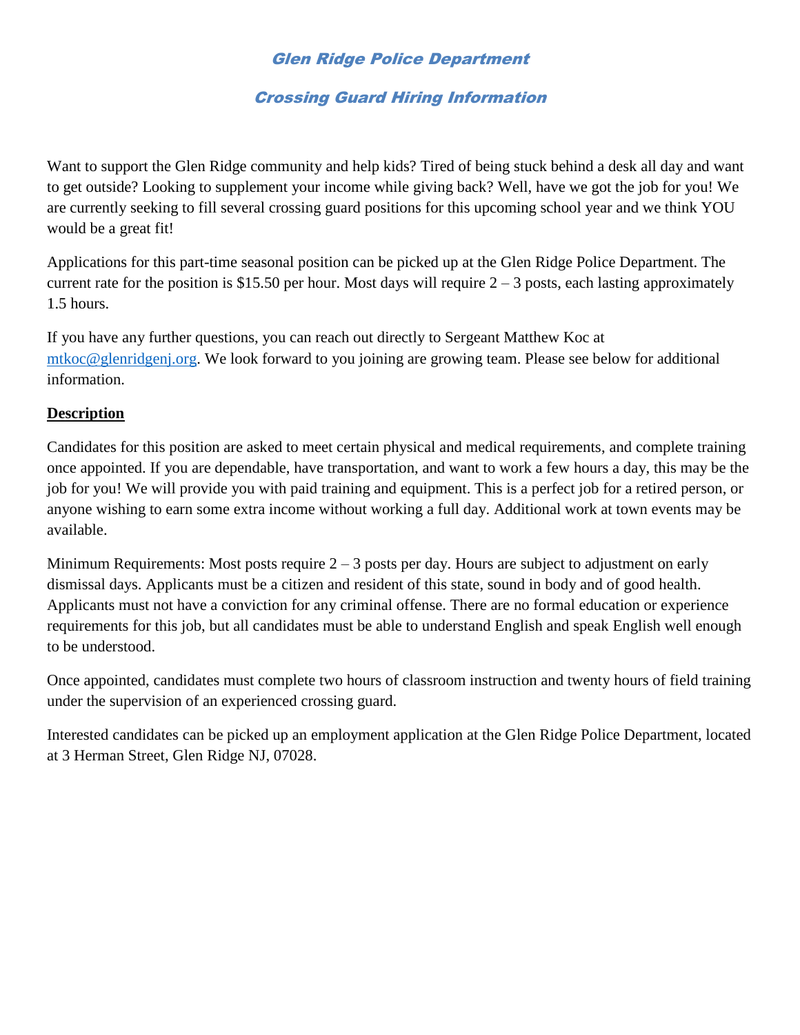# Glen Ridge Police Department

## Crossing Guard Hiring Information

Want to support the Glen Ridge community and help kids? Tired of being stuck behind a desk all day and want to get outside? Looking to supplement your income while giving back? Well, have we got the job for you! We are currently seeking to fill several crossing guard positions for this upcoming school year and we think YOU would be a great fit!

Applications for this part-time seasonal position can be picked up at the Glen Ridge Police Department. The current rate for the position is $15.50 per hour. Most days will require 2 – 3 posts, each lasting approximately 1.5 hours.

If you have any further questions, you can reach out directly to Sergeant Matthew Koc at [mtkoc@glenridgenj.org](mailto:mtkoc@glenridgenj.org). We look forward to you joining are growing team. Please see below for additional information.

**Description**

Candidates for this position are asked to meet certain physical and medical requirements, and complete training once appointed. If you are dependable, have transportation, and want to work a few hours a day, this may be the job for you! We will provide you with paid training and equipment. This is a perfect job for a retired person, or anyone wishing to earn some extra income without working a full day. Additional work at town events may be available.

Minimum Requirements: Most posts require 2 – 3 posts per day. Hours are subject to adjustment on early dismissal days. Applicants must be a citizen and resident of this state, sound in body and of good health. Applicants must not have a conviction for any criminal offense. There are no formal education or experience requirements for this job, but all candidates must be able to understand English and speak English well enough to be understood.

Once appointed, candidates must complete two hours of classroom instruction and twenty hours of field training under the supervision of an experienced crossing guard.

Interested candidates can be picked up an employment application at the Glen Ridge Police Department, located at 3 Herman Street, Glen Ridge NJ, 07028.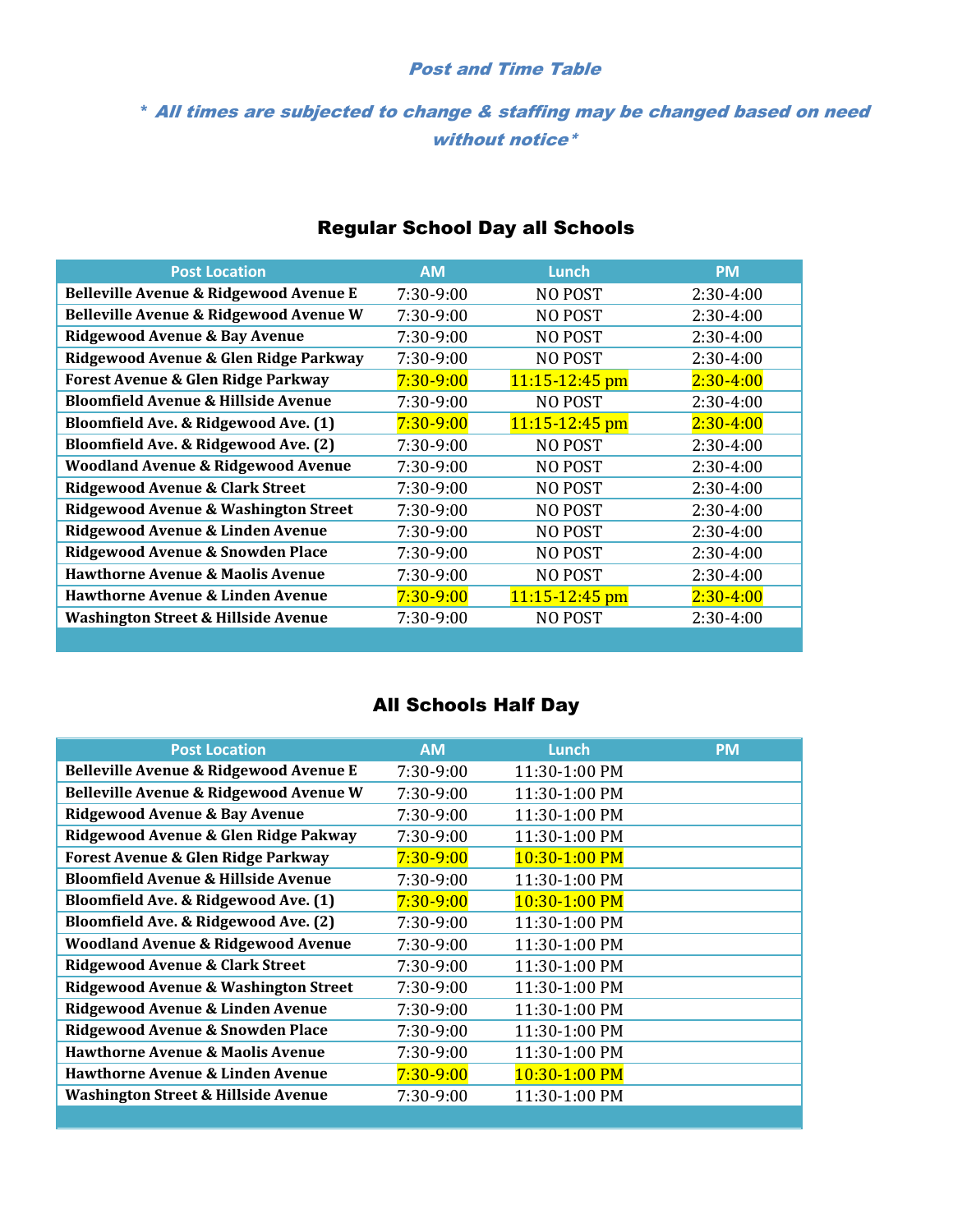***Post and Time Table***

***\* All times are subjected to change & staffing may be changed based on need without notice\****

## Regular School Day all Schools

| Post Location | AM | Lunch | PM |
|---|---|---|---|
| **Belleville Avenue & Ridgewood Avenue E** | 7:30-9:00 | NO POST | 2:30-4:00 |
| **Belleville Avenue & Ridgewood Avenue W** | 7:30-9:00 | NO POST | 2:30-4:00 |
| **Ridgewood Avenue & Bay Avenue** | 7:30-9:00 | NO POST | 2:30-4:00 |
| **Ridgewood Avenue & Glen Ridge Parkway** | 7:30-9:00 | NO POST | 2:30-4:00 |
| **Forest Avenue & Glen Ridge Parkway** | 7:30-9:00 | 11:15-12:45 pm | 2:30-4:00 |
| **Bloomfield Avenue & Hillside Avenue** | 7:30-9:00 | NO POST | 2:30-4:00 |
| **Bloomfield Ave. & Ridgewood Ave. (1)** | 7:30-9:00 | 11:15-12:45 pm | 2:30-4:00 |
| **Bloomfield Ave. & Ridgewood Ave. (2)** | 7:30-9:00 | NO POST | 2:30-4:00 |
| **Woodland Avenue & Ridgewood Avenue** | 7:30-9:00 | NO POST | 2:30-4:00 |
| **Ridgewood Avenue & Clark Street** | 7:30-9:00 | NO POST | 2:30-4:00 |
| **Ridgewood Avenue & Washington Street** | 7:30-9:00 | NO POST | 2:30-4:00 |
| **Ridgewood Avenue & Linden Avenue** | 7:30-9:00 | NO POST | 2:30-4:00 |
| **Ridgewood Avenue & Snowden Place** | 7:30-9:00 | NO POST | 2:30-4:00 |
| **Hawthorne Avenue & Maolis Avenue** | 7:30-9:00 | NO POST | 2:30-4:00 |
| **Hawthorne Avenue & Linden Avenue** | 7:30-9:00 | 11:15-12:45 pm | 2:30-4:00 |
| **Washington Street & Hillside Avenue** | 7:30-9:00 | NO POST | 2:30-4:00 |

## All Schools Half Day

| Post Location | AM | Lunch | PM |
|---|---|---|---|
| **Belleville Avenue & Ridgewood Avenue E** | 7:30-9:00 | 11:30-1:00 PM | |
| **Belleville Avenue & Ridgewood Avenue W** | 7:30-9:00 | 11:30-1:00 PM | |
| **Ridgewood Avenue & Bay Avenue** | 7:30-9:00 | 11:30-1:00 PM | |
| **Ridgewood Avenue & Glen Ridge Pakway** | 7:30-9:00 | 11:30-1:00 PM | |
| **Forest Avenue & Glen Ridge Parkway** | 7:30-9:00 | 10:30-1:00 PM | |
| **Bloomfield Avenue & Hillside Avenue** | 7:30-9:00 | 11:30-1:00 PM | |
| **Bloomfield Ave. & Ridgewood Ave. (1)** | 7:30-9:00 | 10:30-1:00 PM | |
| **Bloomfield Ave. & Ridgewood Ave. (2)** | 7:30-9:00 | 11:30-1:00 PM | |
| **Woodland Avenue & Ridgewood Avenue** | 7:30-9:00 | 11:30-1:00 PM | |
| **Ridgewood Avenue & Clark Street** | 7:30-9:00 | 11:30-1:00 PM | |
| **Ridgewood Avenue & Washington Street** | 7:30-9:00 | 11:30-1:00 PM | |
| **Ridgewood Avenue & Linden Avenue** | 7:30-9:00 | 11:30-1:00 PM | |
| **Ridgewood Avenue & Snowden Place** | 7:30-9:00 | 11:30-1:00 PM | |
| **Hawthorne Avenue & Maolis Avenue** | 7:30-9:00 | 11:30-1:00 PM | |
| **Hawthorne Avenue & Linden Avenue** | 7:30-9:00 | 10:30-1:00 PM | |
| **Washington Street & Hillside Avenue** | 7:30-9:00 | 11:30-1:00 PM | |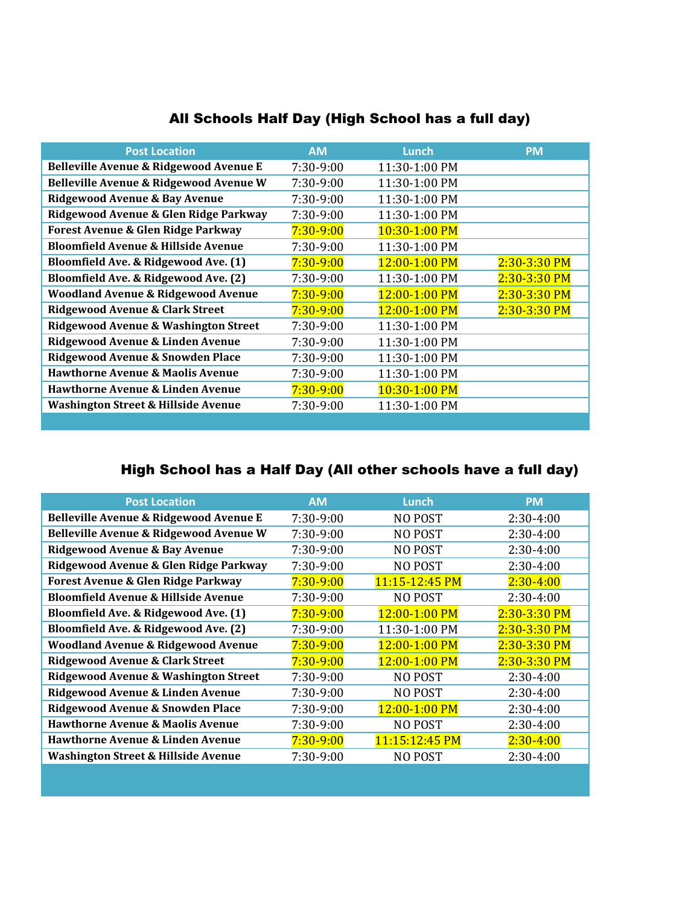## All Schools Half Day (High School has a full day)

| Post Location | AM | Lunch | PM |
|---|---|---|---|
| Belleville Avenue & Ridgewood Avenue E | 7:30-9:00 | 11:30-1:00 PM | |
| Belleville Avenue & Ridgewood Avenue W | 7:30-9:00 | 11:30-1:00 PM | |
| Ridgewood Avenue & Bay Avenue | 7:30-9:00 | 11:30-1:00 PM | |
| Ridgewood Avenue & Glen Ridge Parkway | 7:30-9:00 | 11:30-1:00 PM | |
| Forest Avenue & Glen Ridge Parkway | 7:30-9:00 | 10:30-1:00 PM | |
| Bloomfield Avenue & Hillside Avenue | 7:30-9:00 | 11:30-1:00 PM | |
| Bloomfield Ave. & Ridgewood Ave. (1) | 7:30-9:00 | 12:00-1:00 PM | 2:30-3:30 PM |
| Bloomfield Ave. & Ridgewood Ave. (2) | 7:30-9:00 | 11:30-1:00 PM | 2:30-3:30 PM |
| Woodland Avenue & Ridgewood Avenue | 7:30-9:00 | 12:00-1:00 PM | 2:30-3:30 PM |
| Ridgewood Avenue & Clark Street | 7:30-9:00 | 12:00-1:00 PM | 2:30-3:30 PM |
| Ridgewood Avenue & Washington Street | 7:30-9:00 | 11:30-1:00 PM | |
| Ridgewood Avenue & Linden Avenue | 7:30-9:00 | 11:30-1:00 PM | |
| Ridgewood Avenue & Snowden Place | 7:30-9:00 | 11:30-1:00 PM | |
| Hawthorne Avenue & Maolis Avenue | 7:30-9:00 | 11:30-1:00 PM | |
| Hawthorne Avenue & Linden Avenue | 7:30-9:00 | 10:30-1:00 PM | |
| Washington Street & Hillside Avenue | 7:30-9:00 | 11:30-1:00 PM | |

## High School has a Half Day (All other schools have a full day)

| Post Location | AM | Lunch | PM |
|---|---|---|---|
| Belleville Avenue & Ridgewood Avenue E | 7:30-9:00 | NO POST | 2:30-4:00 |
| Belleville Avenue & Ridgewood Avenue W | 7:30-9:00 | NO POST | 2:30-4:00 |
| Ridgewood Avenue & Bay Avenue | 7:30-9:00 | NO POST | 2:30-4:00 |
| Ridgewood Avenue & Glen Ridge Parkway | 7:30-9:00 | NO POST | 2:30-4:00 |
| Forest Avenue & Glen Ridge Parkway | 7:30-9:00 | 11:15-12:45 PM | 2:30-4:00 |
| Bloomfield Avenue & Hillside Avenue | 7:30-9:00 | NO POST | 2:30-4:00 |
| Bloomfield Ave. & Ridgewood Ave. (1) | 7:30-9:00 | 12:00-1:00 PM | 2:30-3:30 PM |
| Bloomfield Ave. & Ridgewood Ave. (2) | 7:30-9:00 | 11:30-1:00 PM | 2:30-3:30 PM |
| Woodland Avenue & Ridgewood Avenue | 7:30-9:00 | 12:00-1:00 PM | 2:30-3:30 PM |
| Ridgewood Avenue & Clark Street | 7:30-9:00 | 12:00-1:00 PM | 2:30-3:30 PM |
| Ridgewood Avenue & Washington Street | 7:30-9:00 | NO POST | 2:30-4:00 |
| Ridgewood Avenue & Linden Avenue | 7:30-9:00 | NO POST | 2:30-4:00 |
| Ridgewood Avenue & Snowden Place | 7:30-9:00 | 12:00-1:00 PM | 2:30-4:00 |
| Hawthorne Avenue & Maolis Avenue | 7:30-9:00 | NO POST | 2:30-4:00 |
| Hawthorne Avenue & Linden Avenue | 7:30-9:00 | 11:15:12:45 PM | 2:30-4:00 |
| Washington Street & Hillside Avenue | 7:30-9:00 | NO POST | 2:30-4:00 |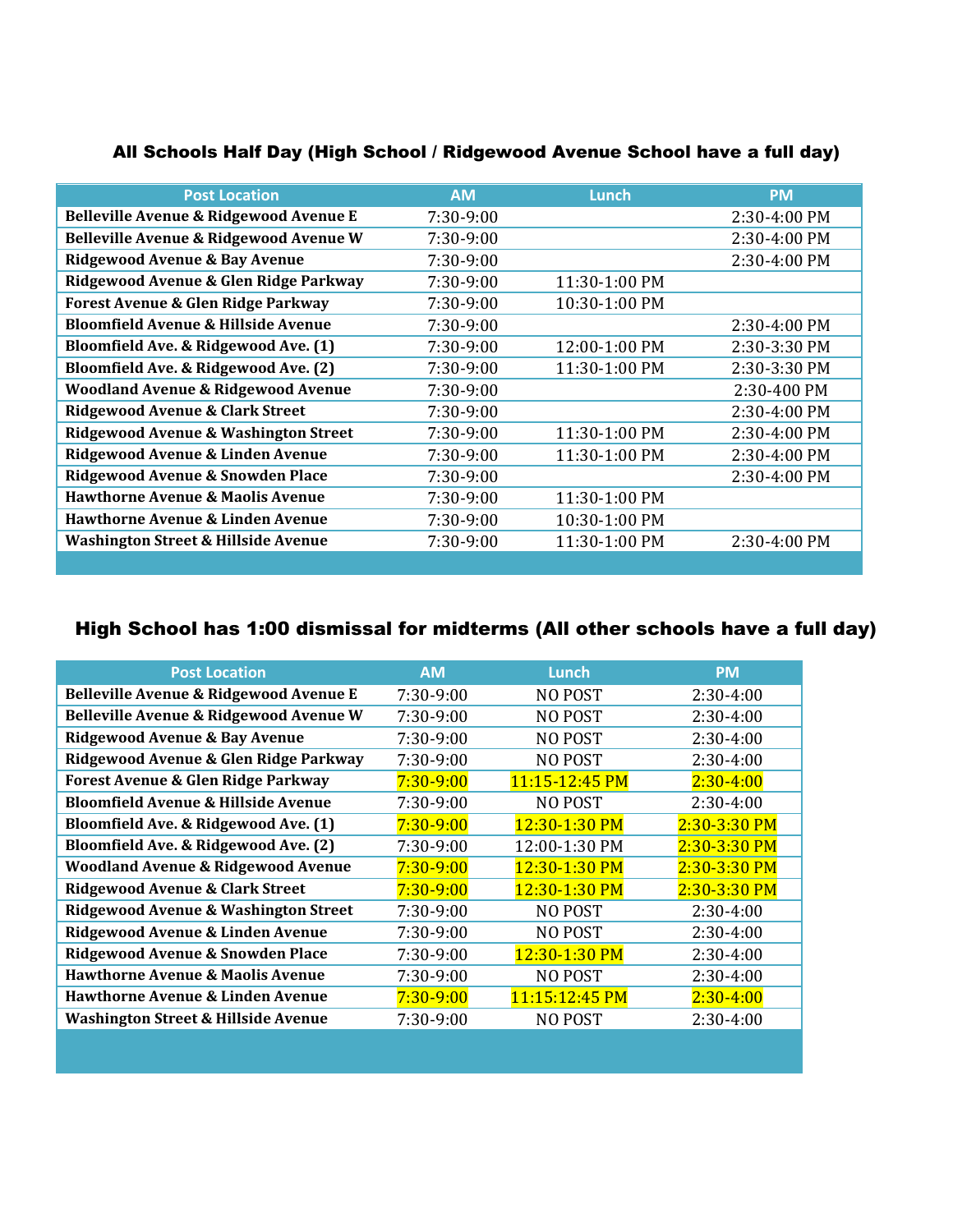## All Schools Half Day (High School / Ridgewood Avenue School have a full day)

| Post Location | AM | Lunch | PM |
|---|---|---|---|
| **Belleville Avenue & Ridgewood Avenue E** | 7:30-9:00 | | 2:30-4:00 PM |
| **Belleville Avenue & Ridgewood Avenue W** | 7:30-9:00 | | 2:30-4:00 PM |
| **Ridgewood Avenue & Bay Avenue** | 7:30-9:00 | | 2:30-4:00 PM |
| **Ridgewood Avenue & Glen Ridge Parkway** | 7:30-9:00 | 11:30-1:00 PM | |
| **Forest Avenue & Glen Ridge Parkway** | 7:30-9:00 | 10:30-1:00 PM | |
| **Bloomfield Avenue & Hillside Avenue** | 7:30-9:00 | | 2:30-4:00 PM |
| **Bloomfield Ave. & Ridgewood Ave. (1)** | 7:30-9:00 | 12:00-1:00 PM | 2:30-3:30 PM |
| **Bloomfield Ave. & Ridgewood Ave. (2)** | 7:30-9:00 | 11:30-1:00 PM | 2:30-3:30 PM |
| **Woodland Avenue & Ridgewood Avenue** | 7:30-9:00 | | 2:30-400 PM |
| **Ridgewood Avenue & Clark Street** | 7:30-9:00 | | 2:30-4:00 PM |
| **Ridgewood Avenue & Washington Street** | 7:30-9:00 | 11:30-1:00 PM | 2:30-4:00 PM |
| **Ridgewood Avenue & Linden Avenue** | 7:30-9:00 | 11:30-1:00 PM | 2:30-4:00 PM |
| **Ridgewood Avenue & Snowden Place** | 7:30-9:00 | | 2:30-4:00 PM |
| **Hawthorne Avenue & Maolis Avenue** | 7:30-9:00 | 11:30-1:00 PM | |
| **Hawthorne Avenue & Linden Avenue** | 7:30-9:00 | 10:30-1:00 PM | |
| **Washington Street & Hillside Avenue** | 7:30-9:00 | 11:30-1:00 PM | 2:30-4:00 PM |

## High School has 1:00 dismissal for midterms (All other schools have a full day)

| Post Location | AM | Lunch | PM |
|---|---|---|---|
| **Belleville Avenue & Ridgewood Avenue E** | 7:30-9:00 | NO POST | 2:30-4:00 |
| **Belleville Avenue & Ridgewood Avenue W** | 7:30-9:00 | NO POST | 2:30-4:00 |
| **Ridgewood Avenue & Bay Avenue** | 7:30-9:00 | NO POST | 2:30-4:00 |
| **Ridgewood Avenue & Glen Ridge Parkway** | 7:30-9:00 | NO POST | 2:30-4:00 |
| **Forest Avenue & Glen Ridge Parkway** | 7:30-9:00 | 11:15-12:45 PM | 2:30-4:00 |
| **Bloomfield Avenue & Hillside Avenue** | 7:30-9:00 | NO POST | 2:30-4:00 |
| **Bloomfield Ave. & Ridgewood Ave. (1)** | 7:30-9:00 | 12:30-1:30 PM | 2:30-3:30 PM |
| **Bloomfield Ave. & Ridgewood Ave. (2)** | 7:30-9:00 | 12:00-1:30 PM | 2:30-3:30 PM |
| **Woodland Avenue & Ridgewood Avenue** | 7:30-9:00 | 12:30-1:30 PM | 2:30-3:30 PM |
| **Ridgewood Avenue & Clark Street** | 7:30-9:00 | 12:30-1:30 PM | 2:30-3:30 PM |
| **Ridgewood Avenue & Washington Street** | 7:30-9:00 | NO POST | 2:30-4:00 |
| **Ridgewood Avenue & Linden Avenue** | 7:30-9:00 | NO POST | 2:30-4:00 |
| **Ridgewood Avenue & Snowden Place** | 7:30-9:00 | 12:30-1:30 PM | 2:30-4:00 |
| **Hawthorne Avenue & Maolis Avenue** | 7:30-9:00 | NO POST | 2:30-4:00 |
| **Hawthorne Avenue & Linden Avenue** | 7:30-9:00 | 11:15:12:45 PM | 2:30-4:00 |
| **Washington Street & Hillside Avenue** | 7:30-9:00 | NO POST | 2:30-4:00 |